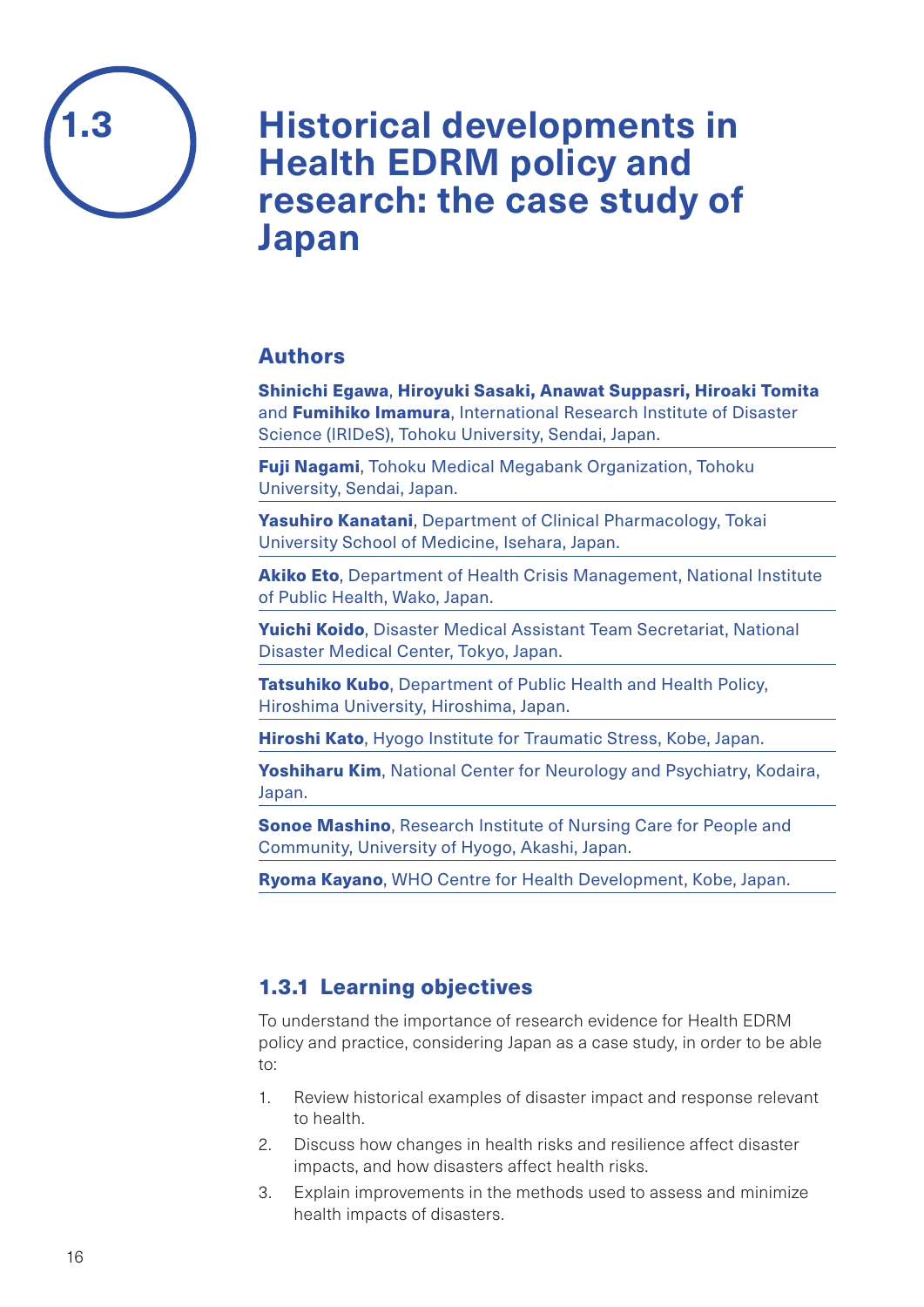# 1.3 Historical developments in Health EDRM policy and research: the case study of Japan

## Authors

**Shinichi Egawa**, **Hiroyuki Sasaki, Anawat Suppasri, Hiroaki Tomita** and **Fumihiko Imamura**, International Research Institute of Disaster Science (IRIDeS), Tohoku University, Sendai, Japan.

**Fuji Nagami**, Tohoku Medical Megabank Organization, Tohoku University, Sendai, Japan.

**Yasuhiro Kanatani**, Department of Clinical Pharmacology, Tokai University School of Medicine, Isehara, Japan.

**Akiko Eto**, Department of Health Crisis Management, National Institute of Public Health, Wako, Japan.

**Yuichi Koido**, Disaster Medical Assistant Team Secretariat, National Disaster Medical Center, Tokyo, Japan.

**Tatsuhiko Kubo**, Department of Public Health and Health Policy, Hiroshima University, Hiroshima, Japan.

**Hiroshi Kato**, Hyogo Institute for Traumatic Stress, Kobe, Japan.

**Yoshiharu Kim**, National Center for Neurology and Psychiatry, Kodaira, Japan.

**Sonoe Mashino**, Research Institute of Nursing Care for People and Community, University of Hyogo, Akashi, Japan.

**Ryoma Kayano**, WHO Centre for Health Development, Kobe, Japan.

## 1.3.1 Learning objectives

To understand the importance of research evidence for Health EDRM policy and practice, considering Japan as a case study, in order to be able to:

1. Review historical examples of disaster impact and response relevant to health.
2. Discuss how changes in health risks and resilience affect disaster impacts, and how disasters affect health risks.
3. Explain improvements in the methods used to assess and minimize health impacts of disasters.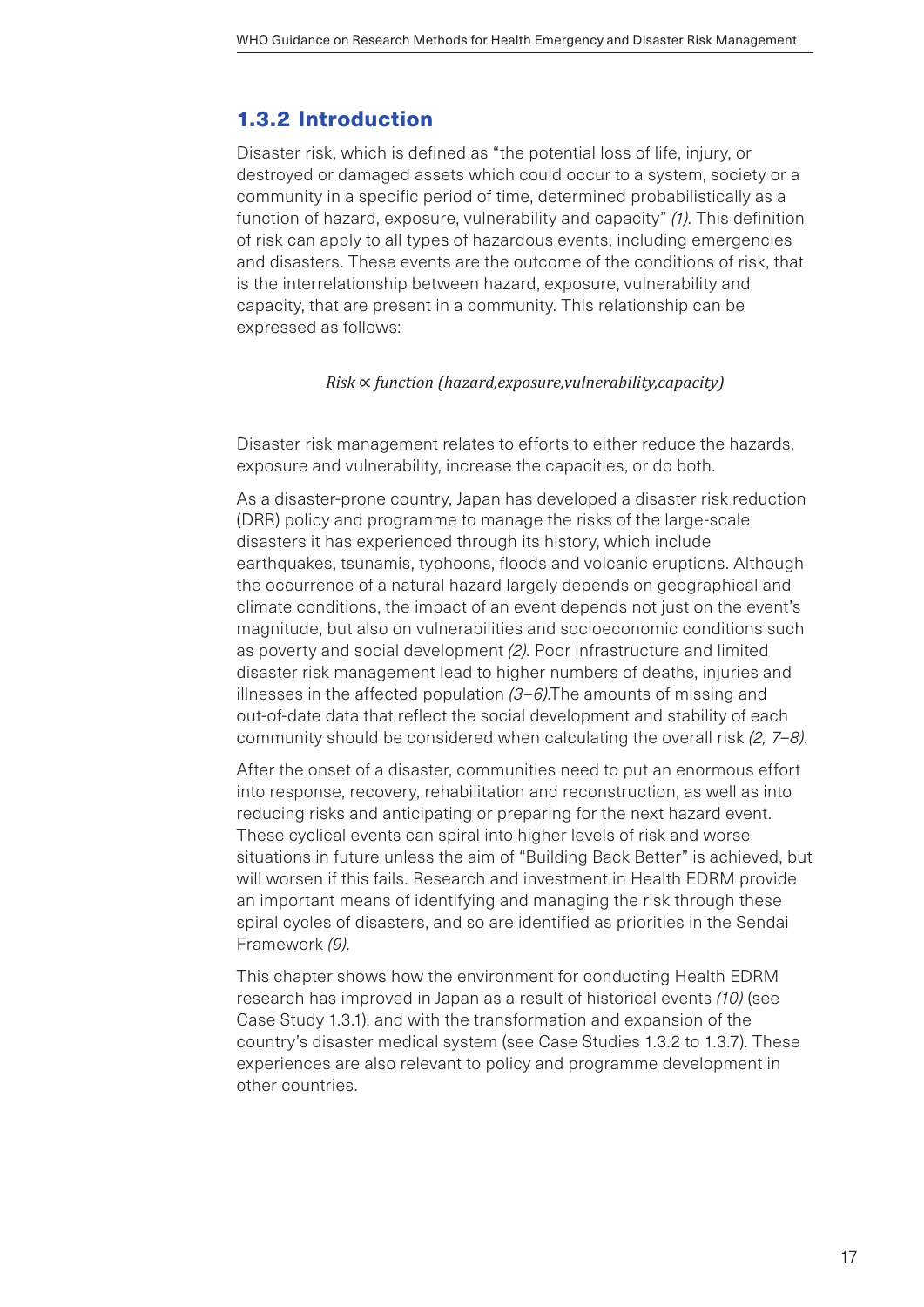## 1.3.2 Introduction

Disaster risk, which is defined as "the potential loss of life, injury, or destroyed or damaged assets which could occur to a system, society or a community in a specific period of time, determined probabilistically as a function of hazard, exposure, vulnerability and capacity" *(1)*. This definition of risk can apply to all types of hazardous events, including emergencies and disasters. These events are the outcome of the conditions of risk, that is the interrelationship between hazard, exposure, vulnerability and capacity, that are present in a community. This relationship can be expressed as follows:

$$Risk \propto function\ (hazard, exposure, vulnerability, capacity)$$

Disaster risk management relates to efforts to either reduce the hazards, exposure and vulnerability, increase the capacities, or do both.

As a disaster-prone country, Japan has developed a disaster risk reduction (DRR) policy and programme to manage the risks of the large-scale disasters it has experienced through its history, which include earthquakes, tsunamis, typhoons, floods and volcanic eruptions. Although the occurrence of a natural hazard largely depends on geographical and climate conditions, the impact of an event depends not just on the event's magnitude, but also on vulnerabilities and socioeconomic conditions such as poverty and social development *(2)*. Poor infrastructure and limited disaster risk management lead to higher numbers of deaths, injuries and illnesses in the affected population *(3–6)*.The amounts of missing and out-of-date data that reflect the social development and stability of each community should be considered when calculating the overall risk *(2, 7–8)*.

After the onset of a disaster, communities need to put an enormous effort into response, recovery, rehabilitation and reconstruction, as well as into reducing risks and anticipating or preparing for the next hazard event. These cyclical events can spiral into higher levels of risk and worse situations in future unless the aim of "Building Back Better" is achieved, but will worsen if this fails. Research and investment in Health EDRM provide an important means of identifying and managing the risk through these spiral cycles of disasters, and so are identified as priorities in the Sendai Framework *(9)*.

This chapter shows how the environment for conducting Health EDRM research has improved in Japan as a result of historical events *(10)* (see Case Study 1.3.1), and with the transformation and expansion of the country's disaster medical system (see Case Studies 1.3.2 to 1.3.7). These experiences are also relevant to policy and programme development in other countries.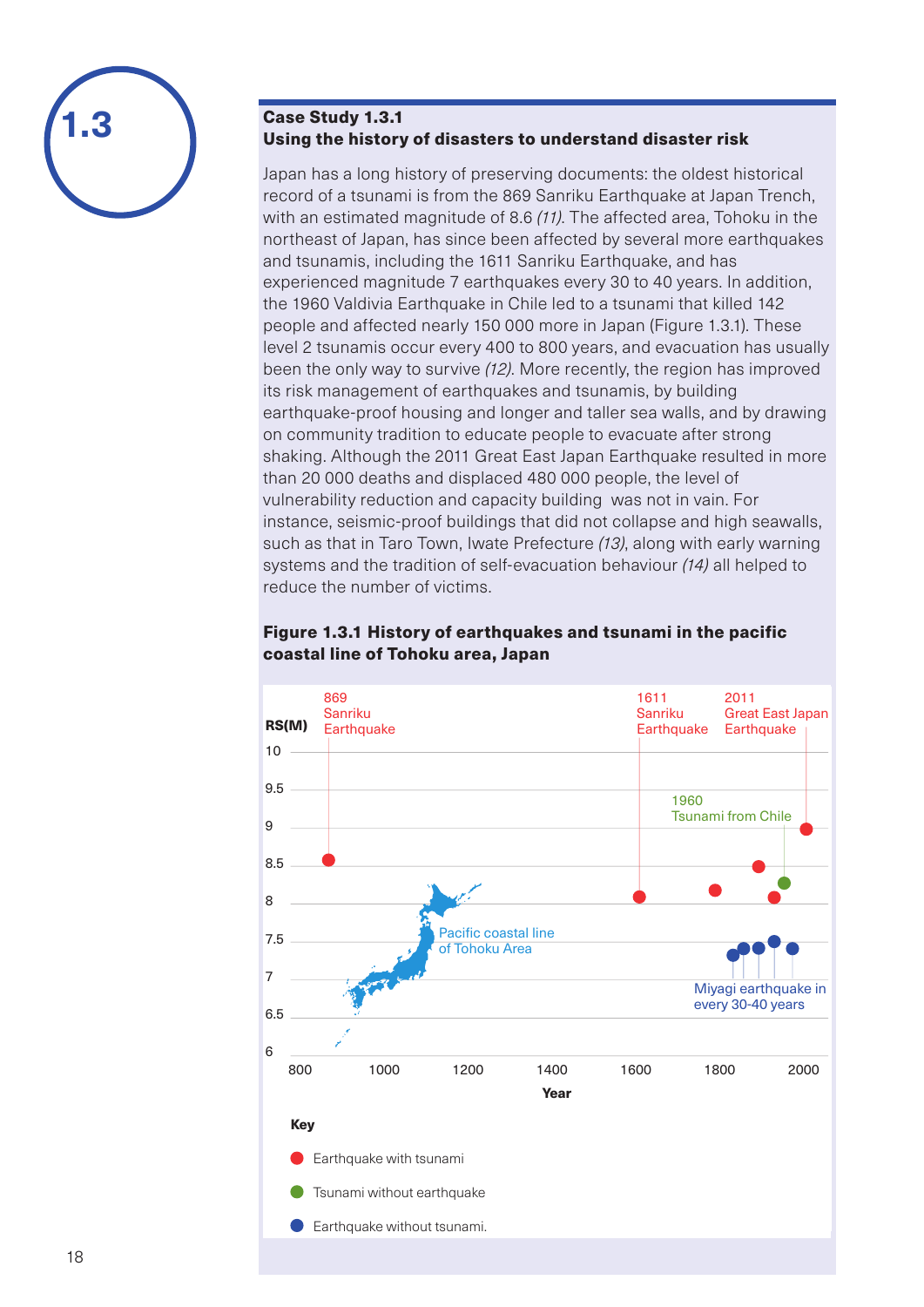### Case Study 1.3.1
### Using the history of disasters to understand disaster risk

Japan has a long history of preserving documents: the oldest historical record of a tsunami is from the 869 Sanriku Earthquake at Japan Trench, with an estimated magnitude of 8.6 *(11)*. The affected area, Tohoku in the northeast of Japan, has since been affected by several more earthquakes and tsunamis, including the 1611 Sanriku Earthquake, and has experienced magnitude 7 earthquakes every 30 to 40 years. In addition, the 1960 Valdivia Earthquake in Chile led to a tsunami that killed 142 people and affected nearly 150 000 more in Japan (Figure 1.3.1). These level 2 tsunamis occur every 400 to 800 years, and evacuation has usually been the only way to survive *(12)*. More recently, the region has improved its risk management of earthquakes and tsunamis, by building earthquake-proof housing and longer and taller sea walls, and by drawing on community tradition to educate people to evacuate after strong shaking. Although the 2011 Great East Japan Earthquake resulted in more than 20 000 deaths and displaced 480 000 people, the level of vulnerability reduction and capacity building was not in vain. For instance, seismic-proof buildings that did not collapse and high seawalls, such as that in Taro Town, Iwate Prefecture *(13)*, along with early warning systems and the tradition of self-evacuation behaviour *(14)* all helped to reduce the number of victims.

**Figure 1.3.1 History of earthquakes and tsunami in the pacific coastal line of Tohoku area, Japan**

RS(M): 6 – 10; Year: 800 – 2000

- 869 Sanriku Earthquake
- 1611 Sanriku Earthquake
- 2011 Great East Japan Earthquake
- 1960 Tsunami from Chile
- Miyagi earthquake in every 30-40 years
- Pacific coastal line of Tohoku Area

Key

- Earthquake with tsunami
- Tsunami without earthquake
- Earthquake without tsunami.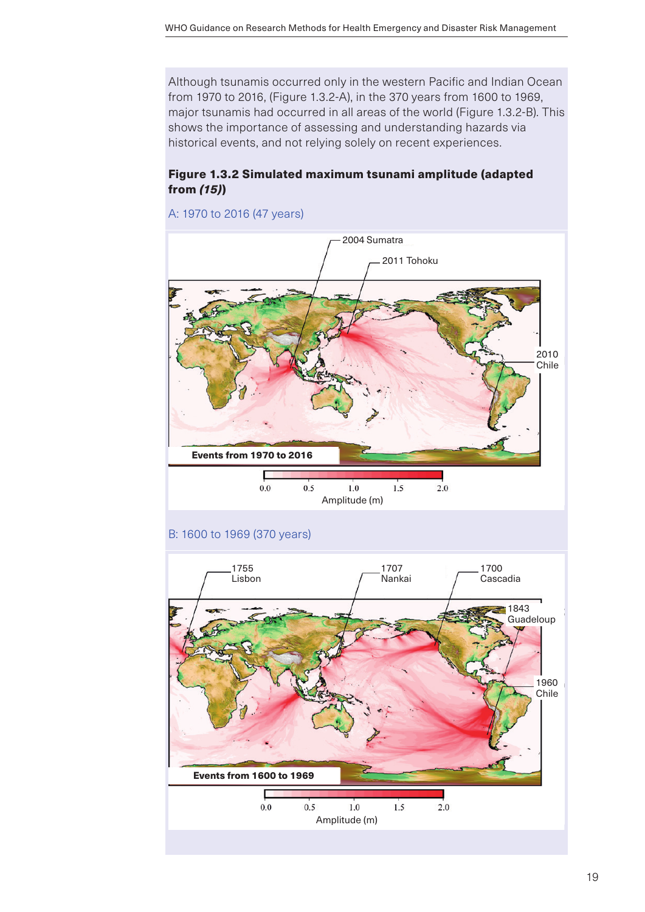Although tsunamis occurred only in the western Pacific and Indian Ocean from 1970 to 2016, (Figure 1.3.2-A), in the 370 years from 1600 to 1969, major tsunamis had occurred in all areas of the world (Figure 1.3.2-B). This shows the importance of assessing and understanding hazards via historical events, and not relying solely on recent experiences.

**Figure 1.3.2 Simulated maximum tsunami amplitude (adapted from *(15)*)**

A: 1970 to 2016 (47 years)

B: 1600 to 1969 (370 years)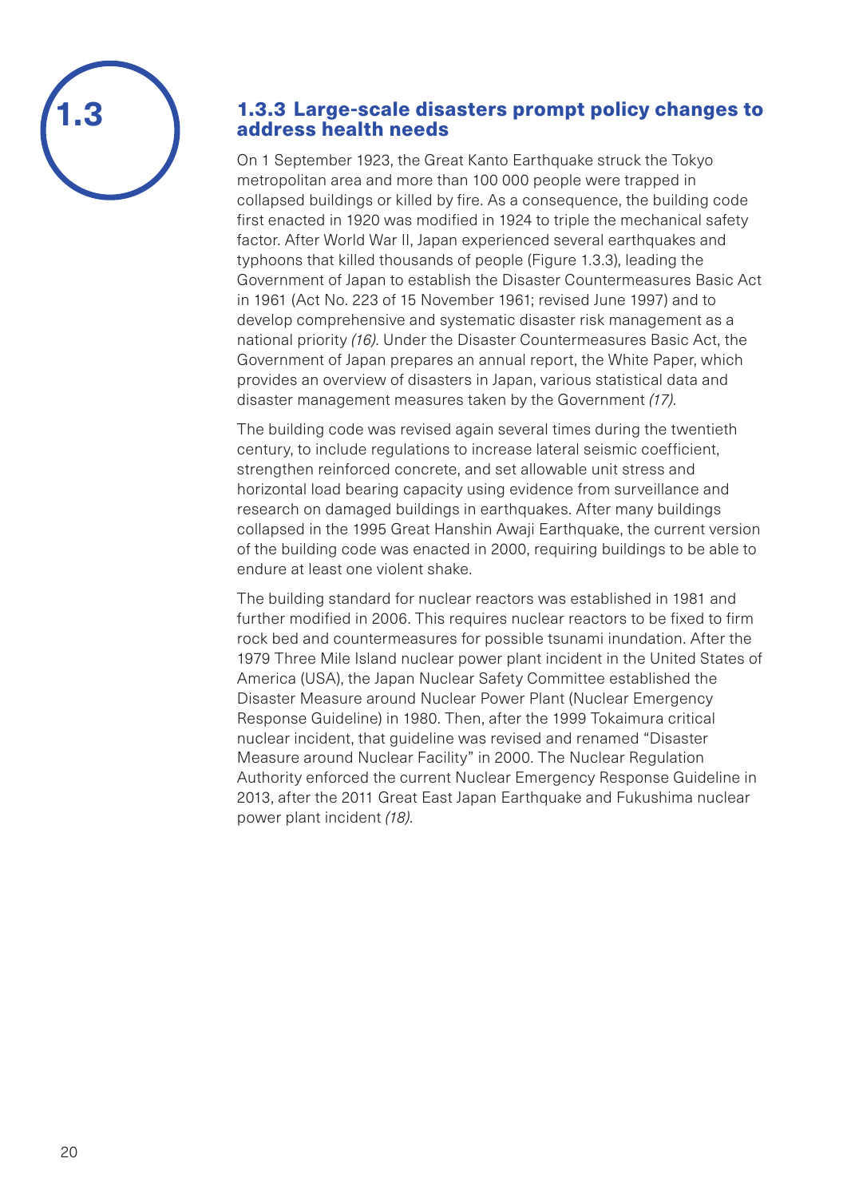### 1.3.3 Large-scale disasters prompt policy changes to address health needs

On 1 September 1923, the Great Kanto Earthquake struck the Tokyo metropolitan area and more than 100 000 people were trapped in collapsed buildings or killed by fire. As a consequence, the building code first enacted in 1920 was modified in 1924 to triple the mechanical safety factor. After World War II, Japan experienced several earthquakes and typhoons that killed thousands of people (Figure 1.3.3), leading the Government of Japan to establish the Disaster Countermeasures Basic Act in 1961 (Act No. 223 of 15 November 1961; revised June 1997) and to develop comprehensive and systematic disaster risk management as a national priority *(16)*. Under the Disaster Countermeasures Basic Act, the Government of Japan prepares an annual report, the White Paper, which provides an overview of disasters in Japan, various statistical data and disaster management measures taken by the Government *(17)*.

The building code was revised again several times during the twentieth century, to include regulations to increase lateral seismic coefficient, strengthen reinforced concrete, and set allowable unit stress and horizontal load bearing capacity using evidence from surveillance and research on damaged buildings in earthquakes. After many buildings collapsed in the 1995 Great Hanshin Awaji Earthquake, the current version of the building code was enacted in 2000, requiring buildings to be able to endure at least one violent shake.

The building standard for nuclear reactors was established in 1981 and further modified in 2006. This requires nuclear reactors to be fixed to firm rock bed and countermeasures for possible tsunami inundation. After the 1979 Three Mile Island nuclear power plant incident in the United States of America (USA), the Japan Nuclear Safety Committee established the Disaster Measure around Nuclear Power Plant (Nuclear Emergency Response Guideline) in 1980. Then, after the 1999 Tokaimura critical nuclear incident, that guideline was revised and renamed "Disaster Measure around Nuclear Facility" in 2000. The Nuclear Regulation Authority enforced the current Nuclear Emergency Response Guideline in 2013, after the 2011 Great East Japan Earthquake and Fukushima nuclear power plant incident *(18)*.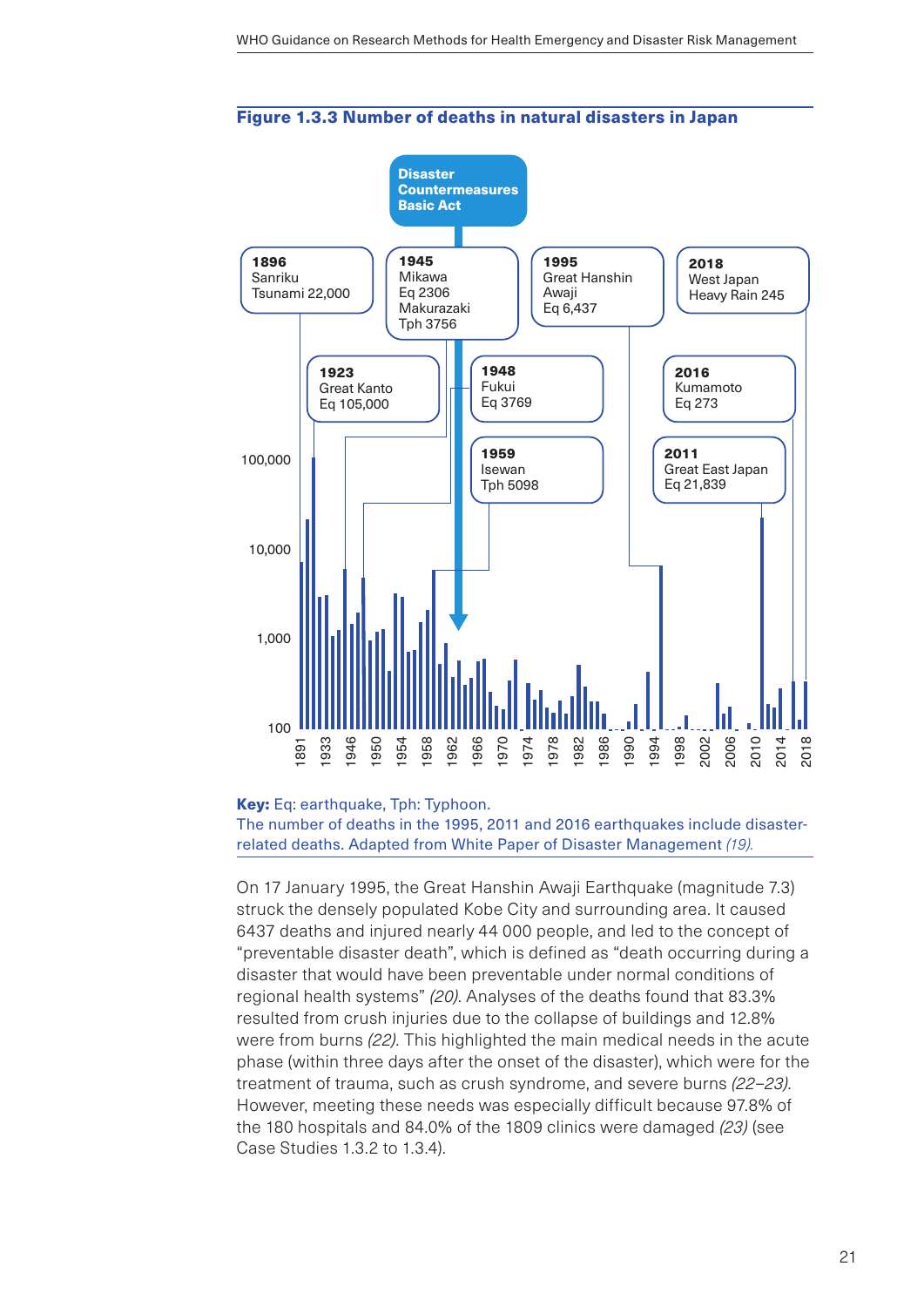### Figure 1.3.3 Number of deaths in natural disasters in Japan

Disaster Countermeasures Basic Act

**1896** Sanriku Tsunami 22,000

**1945** Mikawa Eq 2306 Makurazaki Tph 3756

**1995** Great Hanshin Awaji Eq 6,437

**2018** West Japan Heavy Rain 245

**1923** Great Kanto Eq 105,000

**1948** Fukui Eq 3769

**2016** Kumamoto Eq 273

**1959** Isewan Tph 5098

**2011** Great East Japan Eq 21,839

100,000
10,000
1,000
100

1891 1933 1946 1950 1954 1958 1962 1966 1970 1974 1978 1982 1986 1990 1994 1998 2002 2006 2010 2014 2018

**Key:** Eq: earthquake, Tph: Typhoon.
The number of deaths in the 1995, 2011 and 2016 earthquakes include disaster-related deaths. Adapted from White Paper of Disaster Management *(19)*.

On 17 January 1995, the Great Hanshin Awaji Earthquake (magnitude 7.3) struck the densely populated Kobe City and surrounding area. It caused 6437 deaths and injured nearly 44 000 people, and led to the concept of "preventable disaster death", which is defined as "death occurring during a disaster that would have been preventable under normal conditions of regional health systems" *(20)*. Analyses of the deaths found that 83.3% resulted from crush injuries due to the collapse of buildings and 12.8% were from burns *(22)*. This highlighted the main medical needs in the acute phase (within three days after the onset of the disaster), which were for the treatment of trauma, such as crush syndrome, and severe burns *(22–23)*. However, meeting these needs was especially difficult because 97.8% of the 180 hospitals and 84.0% of the 1809 clinics were damaged *(23)* (see Case Studies 1.3.2 to 1.3.4).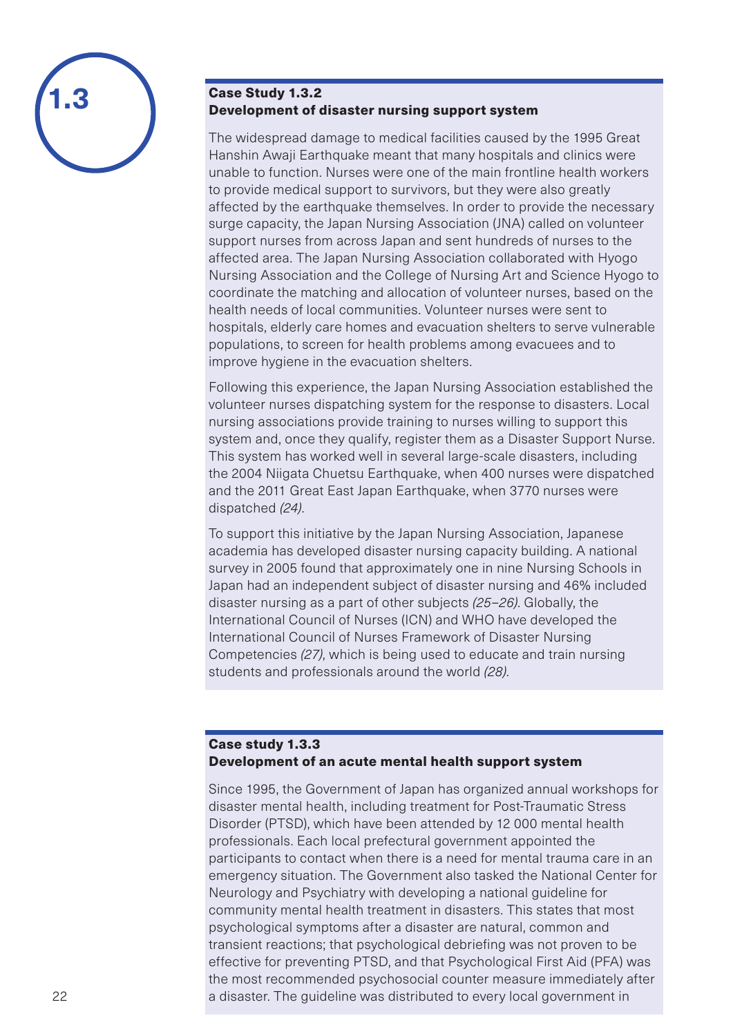### Case Study 1.3.2
### Development of disaster nursing support system

The widespread damage to medical facilities caused by the 1995 Great Hanshin Awaji Earthquake meant that many hospitals and clinics were unable to function. Nurses were one of the main frontline health workers to provide medical support to survivors, but they were also greatly affected by the earthquake themselves. In order to provide the necessary surge capacity, the Japan Nursing Association (JNA) called on volunteer support nurses from across Japan and sent hundreds of nurses to the affected area. The Japan Nursing Association collaborated with Hyogo Nursing Association and the College of Nursing Art and Science Hyogo to coordinate the matching and allocation of volunteer nurses, based on the health needs of local communities. Volunteer nurses were sent to hospitals, elderly care homes and evacuation shelters to serve vulnerable populations, to screen for health problems among evacuees and to improve hygiene in the evacuation shelters.

Following this experience, the Japan Nursing Association established the volunteer nurses dispatching system for the response to disasters. Local nursing associations provide training to nurses willing to support this system and, once they qualify, register them as a Disaster Support Nurse. This system has worked well in several large-scale disasters, including the 2004 Niigata Chuetsu Earthquake, when 400 nurses were dispatched and the 2011 Great East Japan Earthquake, when 3770 nurses were dispatched *(24)*.

To support this initiative by the Japan Nursing Association, Japanese academia has developed disaster nursing capacity building. A national survey in 2005 found that approximately one in nine Nursing Schools in Japan had an independent subject of disaster nursing and 46% included disaster nursing as a part of other subjects *(25–26)*. Globally, the International Council of Nurses (ICN) and WHO have developed the International Council of Nurses Framework of Disaster Nursing Competencies *(27)*, which is being used to educate and train nursing students and professionals around the world *(28)*.

### Case study 1.3.3
### Development of an acute mental health support system

Since 1995, the Government of Japan has organized annual workshops for disaster mental health, including treatment for Post-Traumatic Stress Disorder (PTSD), which have been attended by 12 000 mental health professionals. Each local prefectural government appointed the participants to contact when there is a need for mental trauma care in an emergency situation. The Government also tasked the National Center for Neurology and Psychiatry with developing a national guideline for community mental health treatment in disasters. This states that most psychological symptoms after a disaster are natural, common and transient reactions; that psychological debriefing was not proven to be effective for preventing PTSD, and that Psychological First Aid (PFA) was the most recommended psychosocial counter measure immediately after a disaster. The guideline was distributed to every local government in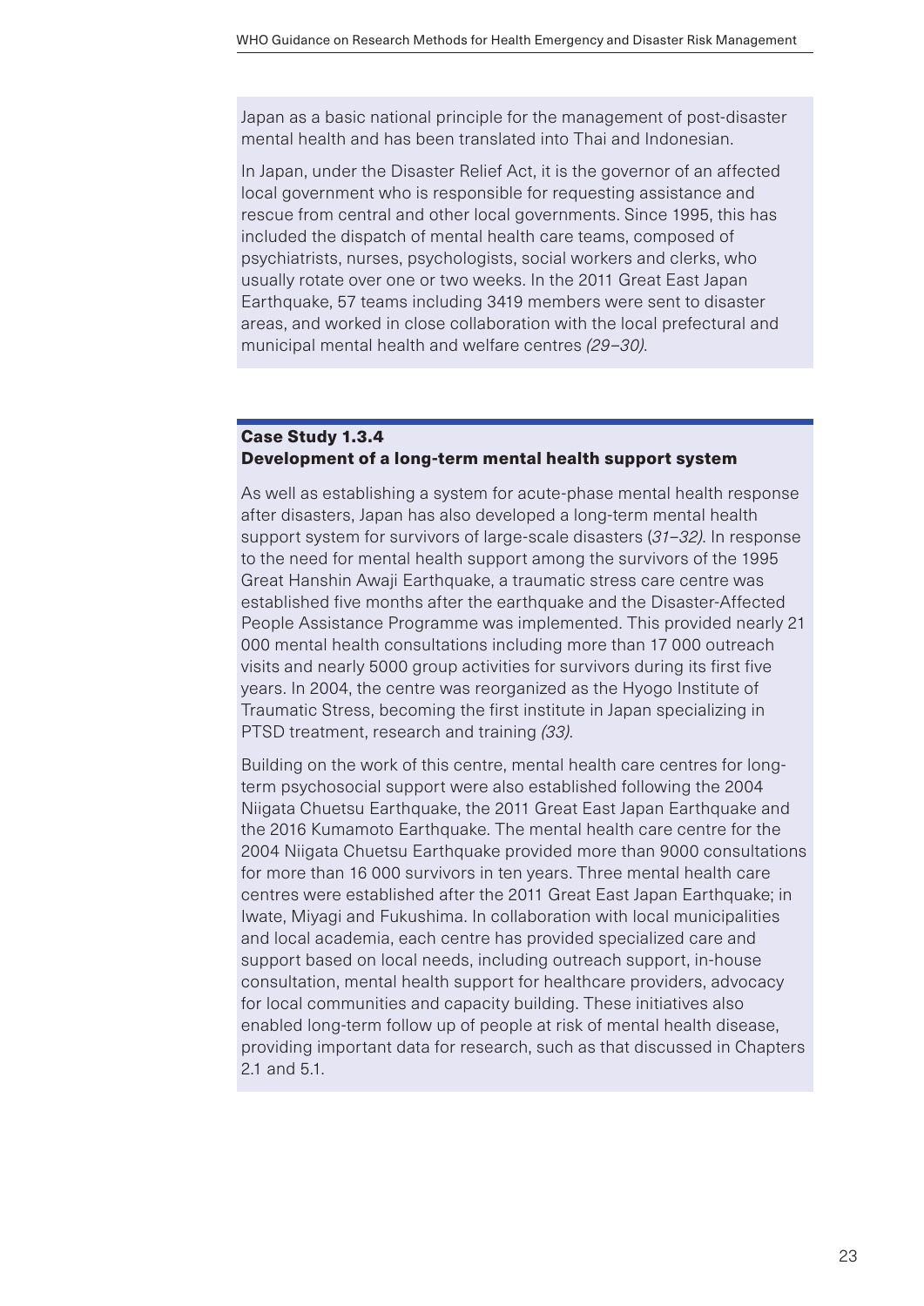Japan as a basic national principle for the management of post-disaster mental health and has been translated into Thai and Indonesian.

In Japan, under the Disaster Relief Act, it is the governor of an affected local government who is responsible for requesting assistance and rescue from central and other local governments. Since 1995, this has included the dispatch of mental health care teams, composed of psychiatrists, nurses, psychologists, social workers and clerks, who usually rotate over one or two weeks. In the 2011 Great East Japan Earthquake, 57 teams including 3419 members were sent to disaster areas, and worked in close collaboration with the local prefectural and municipal mental health and welfare centres *(29–30)*.

### Case Study 1.3.4
### Development of a long-term mental health support system

As well as establishing a system for acute-phase mental health response after disasters, Japan has also developed a long-term mental health support system for survivors of large-scale disasters (*31–32)*. In response to the need for mental health support among the survivors of the 1995 Great Hanshin Awaji Earthquake, a traumatic stress care centre was established five months after the earthquake and the Disaster-Affected People Assistance Programme was implemented. This provided nearly 21 000 mental health consultations including more than 17 000 outreach visits and nearly 5000 group activities for survivors during its first five years. In 2004, the centre was reorganized as the Hyogo Institute of Traumatic Stress, becoming the first institute in Japan specializing in PTSD treatment, research and training *(33)*.

Building on the work of this centre, mental health care centres for long-term psychosocial support were also established following the 2004 Niigata Chuetsu Earthquake, the 2011 Great East Japan Earthquake and the 2016 Kumamoto Earthquake. The mental health care centre for the 2004 Niigata Chuetsu Earthquake provided more than 9000 consultations for more than 16 000 survivors in ten years. Three mental health care centres were established after the 2011 Great East Japan Earthquake; in Iwate, Miyagi and Fukushima. In collaboration with local municipalities and local academia, each centre has provided specialized care and support based on local needs, including outreach support, in-house consultation, mental health support for healthcare providers, advocacy for local communities and capacity building. These initiatives also enabled long-term follow up of people at risk of mental health disease, providing important data for research, such as that discussed in Chapters 2.1 and 5.1.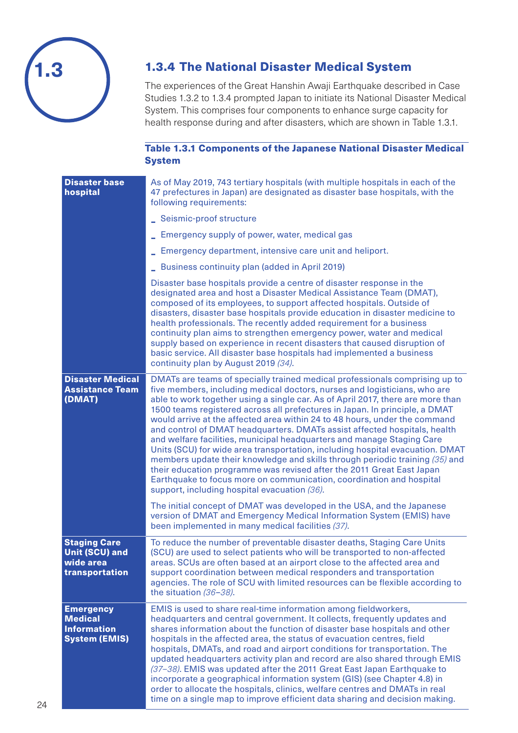## 1.3.4 The National Disaster Medical System

The experiences of the Great Hanshin Awaji Earthquake described in Case Studies 1.3.2 to 1.3.4 prompted Japan to initiate its National Disaster Medical System. This comprises four components to enhance surge capacity for health response during and after disasters, which are shown in Table 1.3.1.

**Table 1.3.1 Components of the Japanese National Disaster Medical System**

| | |
|---|---|
| **Disaster base hospital** | As of May 2019, 743 tertiary hospitals (with multiple hospitals in each of the 47 prefectures in Japan) are designated as disaster base hospitals, with the following requirements:<br>– Seismic-proof structure<br>– Emergency supply of power, water, medical gas<br>– Emergency department, intensive care unit and heliport.<br>– Business continuity plan (added in April 2019)<br><br>Disaster base hospitals provide a centre of disaster response in the designated area and host a Disaster Medical Assistance Team (DMAT), composed of its employees, to support affected hospitals. Outside of disasters, disaster base hospitals provide education in disaster medicine to health professionals. The recently added requirement for a business continuity plan aims to strengthen emergency power, water and medical supply based on experience in recent disasters that caused disruption of basic service. All disaster base hospitals had implemented a business continuity plan by August 2019 *(34)*. |
| **Disaster Medical Assistance Team (DMAT)** | DMATs are teams of specially trained medical professionals comprising up to five members, including medical doctors, nurses and logisticians, who are able to work together using a single car. As of April 2017, there are more than 1500 teams registered across all prefectures in Japan. In principle, a DMAT would arrive at the affected area within 24 to 48 hours, under the command and control of DMAT headquarters. DMATs assist affected hospitals, health and welfare facilities, municipal headquarters and manage Staging Care Units (SCU) for wide area transportation, including hospital evacuation. DMAT members update their knowledge and skills through periodic training *(35)* and their education programme was revised after the 2011 Great East Japan Earthquake to focus more on communication, coordination and hospital support, including hospital evacuation *(36)*.<br><br>The initial concept of DMAT was developed in the USA, and the Japanese version of DMAT and Emergency Medical Information System (EMIS) have been implemented in many medical facilities *(37)*. |
| **Staging Care Unit (SCU) and wide area transportation** | To reduce the number of preventable disaster deaths, Staging Care Units (SCU) are used to select patients who will be transported to non-affected areas. SCUs are often based at an airport close to the affected area and support coordination between medical responders and transportation agencies. The role of SCU with limited resources can be flexible according to the situation *(36–38)*. |
| **Emergency Medical Information System (EMIS)** | EMIS is used to share real-time information among fieldworkers, headquarters and central government. It collects, frequently updates and shares information about the function of disaster base hospitals and other hospitals in the affected area, the status of evacuation centres, field hospitals, DMATs, and road and airport conditions for transportation. The updated headquarters activity plan and record are also shared through EMIS *(37–38)*. EMIS was updated after the 2011 Great East Japan Earthquake to incorporate a geographical information system (GIS) (see Chapter 4.8) in order to allocate the hospitals, clinics, welfare centres and DMATs in real time on a single map to improve efficient data sharing and decision making. |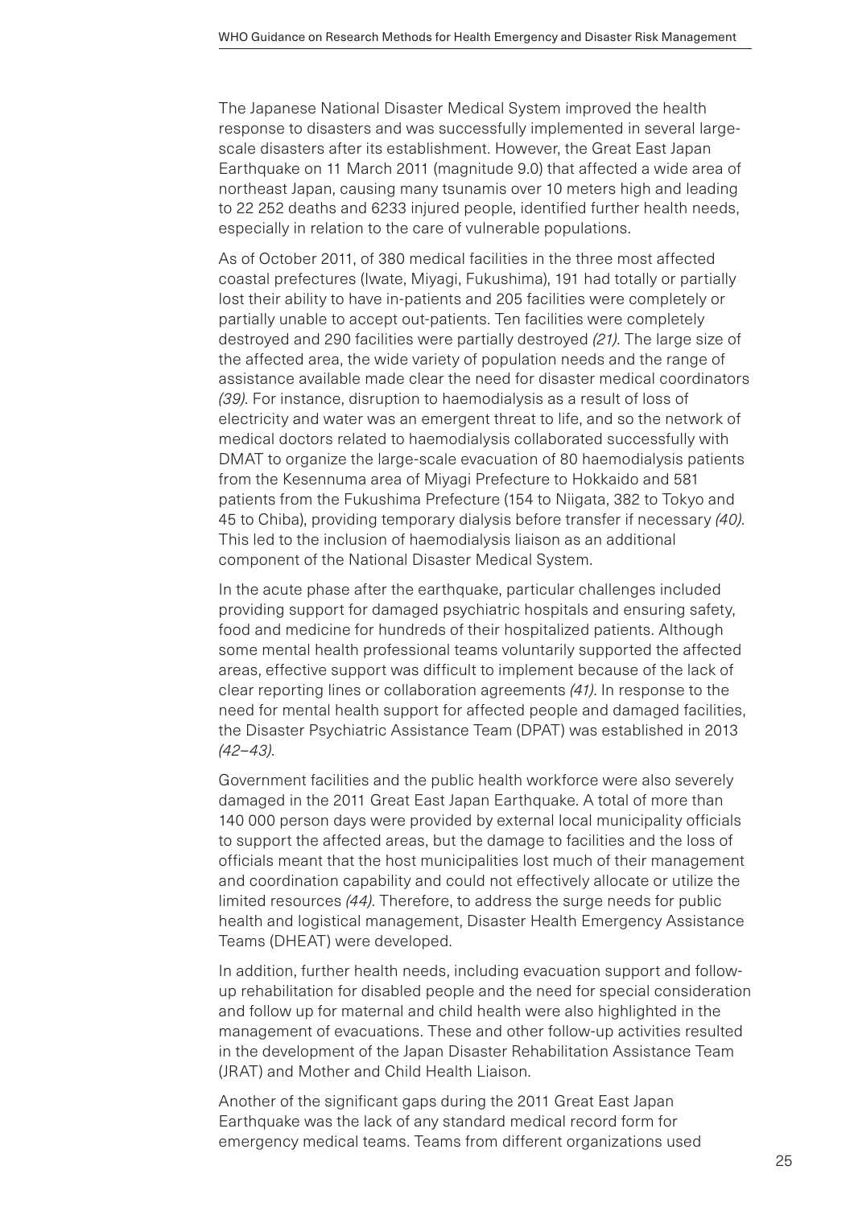The Japanese National Disaster Medical System improved the health response to disasters and was successfully implemented in several large-scale disasters after its establishment. However, the Great East Japan Earthquake on 11 March 2011 (magnitude 9.0) that affected a wide area of northeast Japan, causing many tsunamis over 10 meters high and leading to 22 252 deaths and 6233 injured people, identified further health needs, especially in relation to the care of vulnerable populations.

As of October 2011, of 380 medical facilities in the three most affected coastal prefectures (Iwate, Miyagi, Fukushima), 191 had totally or partially lost their ability to have in-patients and 205 facilities were completely or partially unable to accept out-patients. Ten facilities were completely destroyed and 290 facilities were partially destroyed *(21)*. The large size of the affected area, the wide variety of population needs and the range of assistance available made clear the need for disaster medical coordinators *(39)*. For instance, disruption to haemodialysis as a result of loss of electricity and water was an emergent threat to life, and so the network of medical doctors related to haemodialysis collaborated successfully with DMAT to organize the large-scale evacuation of 80 haemodialysis patients from the Kesennuma area of Miyagi Prefecture to Hokkaido and 581 patients from the Fukushima Prefecture (154 to Niigata, 382 to Tokyo and 45 to Chiba), providing temporary dialysis before transfer if necessary *(40)*. This led to the inclusion of haemodialysis liaison as an additional component of the National Disaster Medical System.

In the acute phase after the earthquake, particular challenges included providing support for damaged psychiatric hospitals and ensuring safety, food and medicine for hundreds of their hospitalized patients. Although some mental health professional teams voluntarily supported the affected areas, effective support was difficult to implement because of the lack of clear reporting lines or collaboration agreements *(41)*. In response to the need for mental health support for affected people and damaged facilities, the Disaster Psychiatric Assistance Team (DPAT) was established in 2013 *(42–43)*.

Government facilities and the public health workforce were also severely damaged in the 2011 Great East Japan Earthquake. A total of more than 140 000 person days were provided by external local municipality officials to support the affected areas, but the damage to facilities and the loss of officials meant that the host municipalities lost much of their management and coordination capability and could not effectively allocate or utilize the limited resources *(44)*. Therefore, to address the surge needs for public health and logistical management, Disaster Health Emergency Assistance Teams (DHEAT) were developed.

In addition, further health needs, including evacuation support and follow-up rehabilitation for disabled people and the need for special consideration and follow up for maternal and child health were also highlighted in the management of evacuations. These and other follow-up activities resulted in the development of the Japan Disaster Rehabilitation Assistance Team (JRAT) and Mother and Child Health Liaison.

Another of the significant gaps during the 2011 Great East Japan Earthquake was the lack of any standard medical record form for emergency medical teams. Teams from different organizations used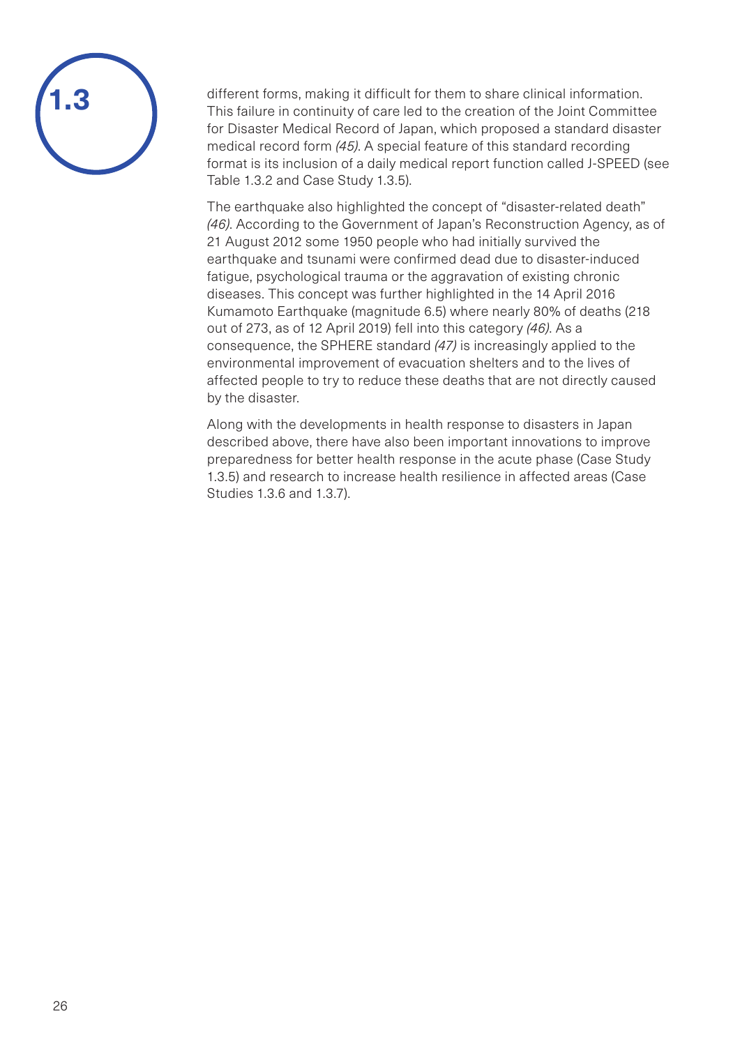different forms, making it difficult for them to share clinical information. This failure in continuity of care led to the creation of the Joint Committee for Disaster Medical Record of Japan, which proposed a standard disaster medical record form *(45)*. A special feature of this standard recording format is its inclusion of a daily medical report function called J-SPEED (see Table 1.3.2 and Case Study 1.3.5).

The earthquake also highlighted the concept of "disaster-related death" *(46)*. According to the Government of Japan's Reconstruction Agency, as of 21 August 2012 some 1950 people who had initially survived the earthquake and tsunami were confirmed dead due to disaster-induced fatigue, psychological trauma or the aggravation of existing chronic diseases. This concept was further highlighted in the 14 April 2016 Kumamoto Earthquake (magnitude 6.5) where nearly 80% of deaths (218 out of 273, as of 12 April 2019) fell into this category *(46)*. As a consequence, the SPHERE standard *(47)* is increasingly applied to the environmental improvement of evacuation shelters and to the lives of affected people to try to reduce these deaths that are not directly caused by the disaster.

Along with the developments in health response to disasters in Japan described above, there have also been important innovations to improve preparedness for better health response in the acute phase (Case Study 1.3.5) and research to increase health resilience in affected areas (Case Studies 1.3.6 and 1.3.7).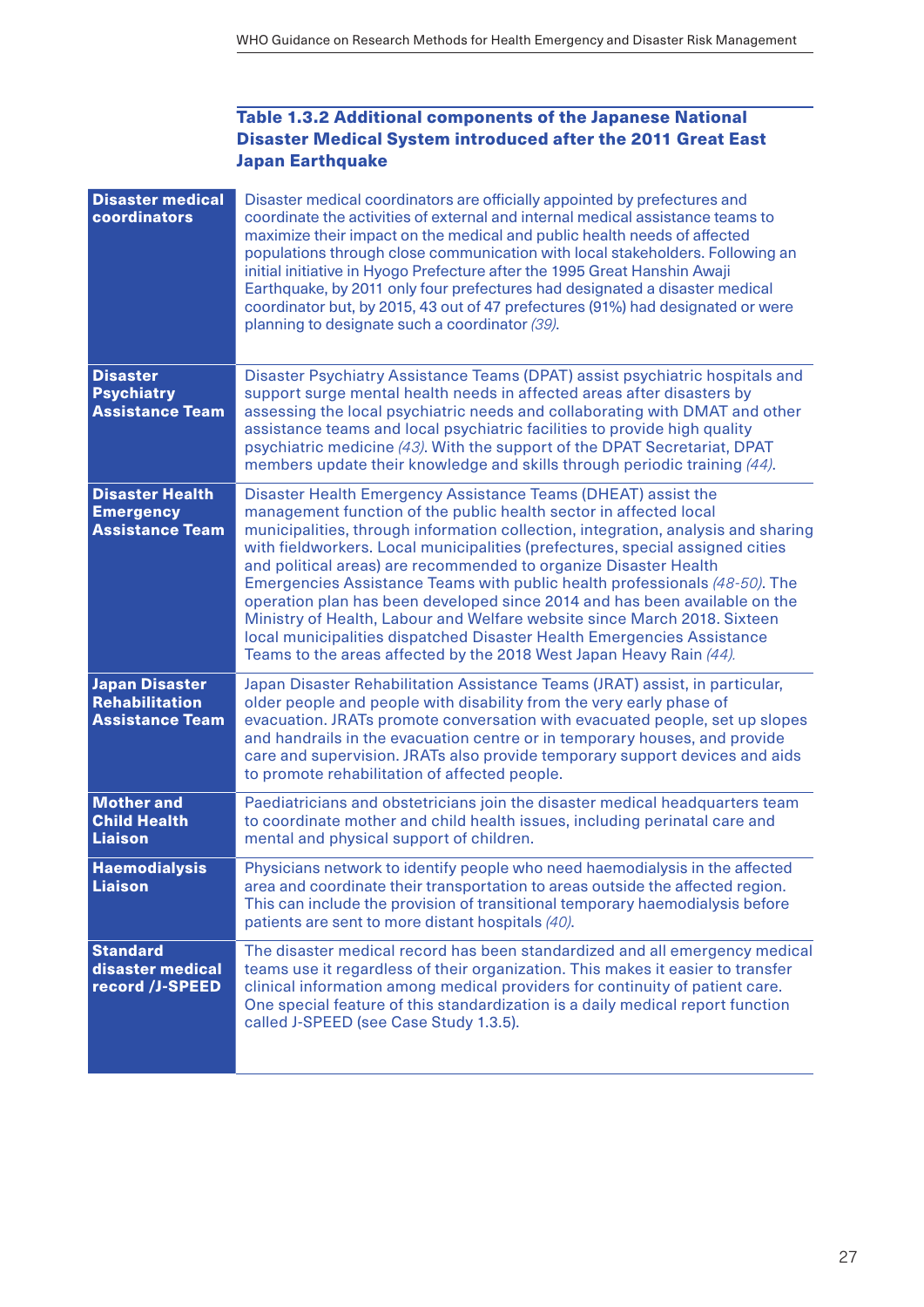**Table 1.3.2 Additional components of the Japanese National Disaster Medical System introduced after the 2011 Great East Japan Earthquake**

| Component | Description |
|---|---|
| **Disaster medical coordinators** | Disaster medical coordinators are officially appointed by prefectures and coordinate the activities of external and internal medical assistance teams to maximize their impact on the medical and public health needs of affected populations through close communication with local stakeholders. Following an initial initiative in Hyogo Prefecture after the 1995 Great Hanshin Awaji Earthquake, by 2011 only four prefectures had designated a disaster medical coordinator but, by 2015, 43 out of 47 prefectures (91%) had designated or were planning to designate such a coordinator *(39)*. |
| **Disaster Psychiatry Assistance Team** | Disaster Psychiatry Assistance Teams (DPAT) assist psychiatric hospitals and support surge mental health needs in affected areas after disasters by assessing the local psychiatric needs and collaborating with DMAT and other assistance teams and local psychiatric facilities to provide high quality psychiatric medicine *(43)*. With the support of the DPAT Secretariat, DPAT members update their knowledge and skills through periodic training *(44)*. |
| **Disaster Health Emergency Assistance Team** | Disaster Health Emergency Assistance Teams (DHEAT) assist the management function of the public health sector in affected local municipalities, through information collection, integration, analysis and sharing with fieldworkers. Local municipalities (prefectures, special assigned cities and political areas) are recommended to organize Disaster Health Emergencies Assistance Teams with public health professionals *(48-50)*. The operation plan has been developed since 2014 and has been available on the Ministry of Health, Labour and Welfare website since March 2018. Sixteen local municipalities dispatched Disaster Health Emergencies Assistance Teams to the areas affected by the 2018 West Japan Heavy Rain *(44)*. |
| **Japan Disaster Rehabilitation Assistance Team** | Japan Disaster Rehabilitation Assistance Teams (JRAT) assist, in particular, older people and people with disability from the very early phase of evacuation. JRATs promote conversation with evacuated people, set up slopes and handrails in the evacuation centre or in temporary houses, and provide care and supervision. JRATs also provide temporary support devices and aids to promote rehabilitation of affected people. |
| **Mother and Child Health Liaison** | Paediatricians and obstetricians join the disaster medical headquarters team to coordinate mother and child health issues, including perinatal care and mental and physical support of children. |
| **Haemodialysis Liaison** | Physicians network to identify people who need haemodialysis in the affected area and coordinate their transportation to areas outside the affected region. This can include the provision of transitional temporary haemodialysis before patients are sent to more distant hospitals *(40)*. |
| **Standard disaster medical record /J-SPEED** | The disaster medical record has been standardized and all emergency medical teams use it regardless of their organization. This makes it easier to transfer clinical information among medical providers for continuity of patient care. One special feature of this standardization is a daily medical report function called J-SPEED (see Case Study 1.3.5). |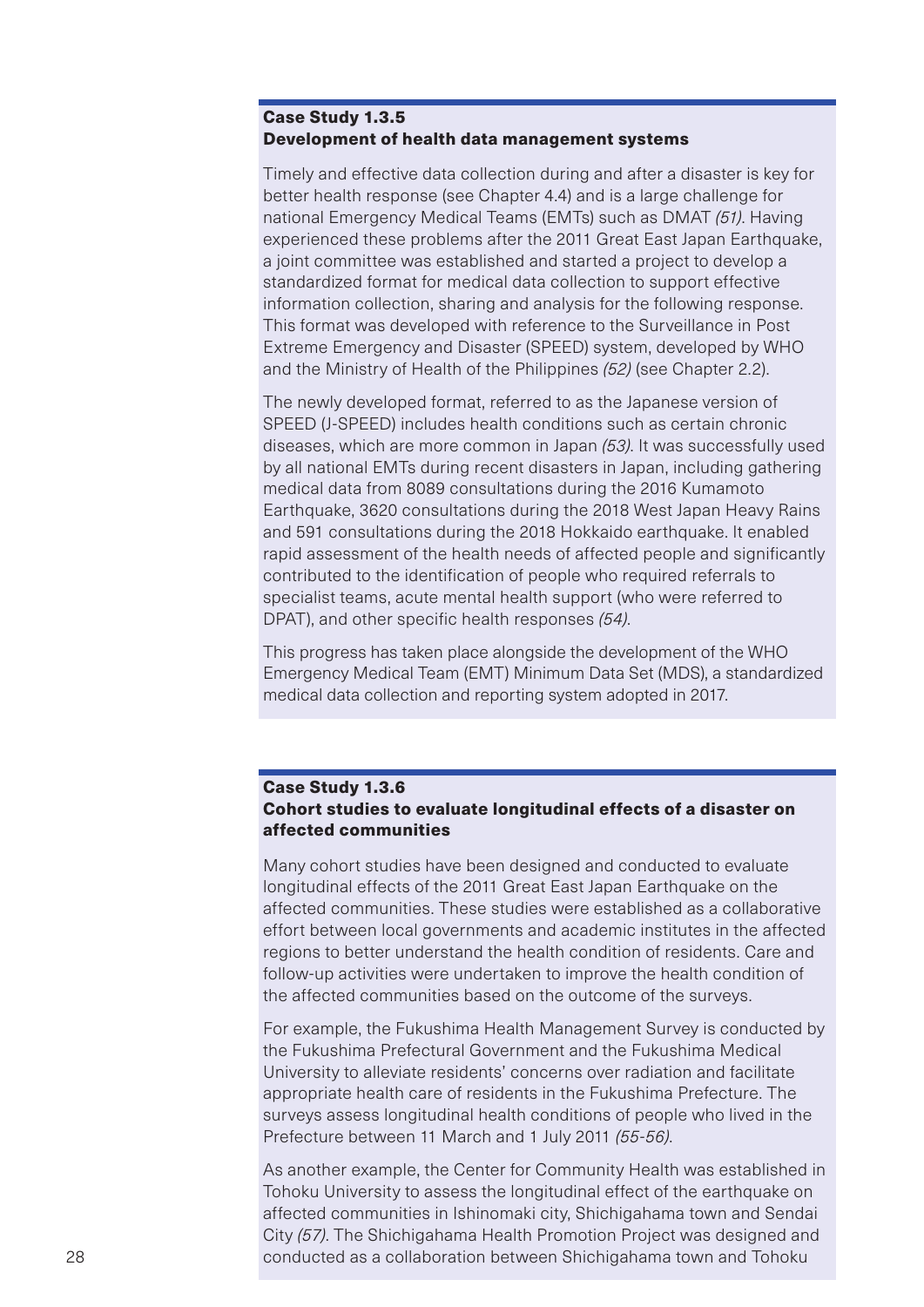### Case Study 1.3.5
### Development of health data management systems

Timely and effective data collection during and after a disaster is key for better health response (see Chapter 4.4) and is a large challenge for national Emergency Medical Teams (EMTs) such as DMAT *(51)*. Having experienced these problems after the 2011 Great East Japan Earthquake, a joint committee was established and started a project to develop a standardized format for medical data collection to support effective information collection, sharing and analysis for the following response. This format was developed with reference to the Surveillance in Post Extreme Emergency and Disaster (SPEED) system, developed by WHO and the Ministry of Health of the Philippines *(52)* (see Chapter 2.2).

The newly developed format, referred to as the Japanese version of SPEED (J-SPEED) includes health conditions such as certain chronic diseases, which are more common in Japan *(53)*. It was successfully used by all national EMTs during recent disasters in Japan, including gathering medical data from 8089 consultations during the 2016 Kumamoto Earthquake, 3620 consultations during the 2018 West Japan Heavy Rains and 591 consultations during the 2018 Hokkaido earthquake. It enabled rapid assessment of the health needs of affected people and significantly contributed to the identification of people who required referrals to specialist teams, acute mental health support (who were referred to DPAT), and other specific health responses *(54)*.

This progress has taken place alongside the development of the WHO Emergency Medical Team (EMT) Minimum Data Set (MDS), a standardized medical data collection and reporting system adopted in 2017.

### Case Study 1.3.6
### Cohort studies to evaluate longitudinal effects of a disaster on affected communities

Many cohort studies have been designed and conducted to evaluate longitudinal effects of the 2011 Great East Japan Earthquake on the affected communities. These studies were established as a collaborative effort between local governments and academic institutes in the affected regions to better understand the health condition of residents. Care and follow-up activities were undertaken to improve the health condition of the affected communities based on the outcome of the surveys.

For example, the Fukushima Health Management Survey is conducted by the Fukushima Prefectural Government and the Fukushima Medical University to alleviate residents' concerns over radiation and facilitate appropriate health care of residents in the Fukushima Prefecture. The surveys assess longitudinal health conditions of people who lived in the Prefecture between 11 March and 1 July 2011 *(55-56)*.

As another example, the Center for Community Health was established in Tohoku University to assess the longitudinal effect of the earthquake on affected communities in Ishinomaki city, Shichigahama town and Sendai City *(57)*. The Shichigahama Health Promotion Project was designed and conducted as a collaboration between Shichigahama town and Tohoku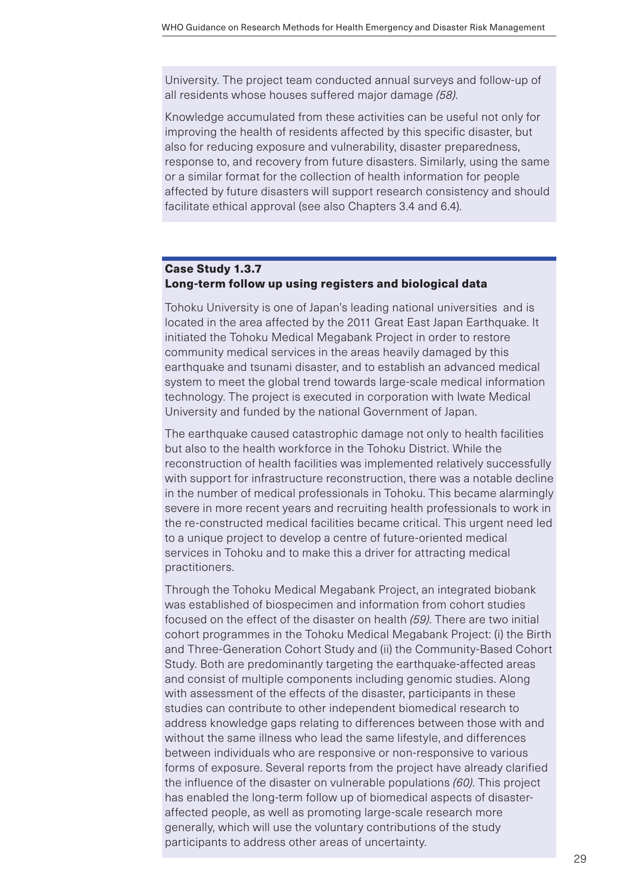University. The project team conducted annual surveys and follow-up of all residents whose houses suffered major damage *(58)*.

Knowledge accumulated from these activities can be useful not only for improving the health of residents affected by this specific disaster, but also for reducing exposure and vulnerability, disaster preparedness, response to, and recovery from future disasters. Similarly, using the same or a similar format for the collection of health information for people affected by future disasters will support research consistency and should facilitate ethical approval (see also Chapters 3.4 and 6.4).

**Case Study 1.3.7**
**Long-term follow up using registers and biological data**

Tohoku University is one of Japan's leading national universities and is located in the area affected by the 2011 Great East Japan Earthquake. It initiated the Tohoku Medical Megabank Project in order to restore community medical services in the areas heavily damaged by this earthquake and tsunami disaster, and to establish an advanced medical system to meet the global trend towards large-scale medical information technology. The project is executed in corporation with Iwate Medical University and funded by the national Government of Japan.

The earthquake caused catastrophic damage not only to health facilities but also to the health workforce in the Tohoku District. While the reconstruction of health facilities was implemented relatively successfully with support for infrastructure reconstruction, there was a notable decline in the number of medical professionals in Tohoku. This became alarmingly severe in more recent years and recruiting health professionals to work in the re-constructed medical facilities became critical. This urgent need led to a unique project to develop a centre of future-oriented medical services in Tohoku and to make this a driver for attracting medical practitioners.

Through the Tohoku Medical Megabank Project, an integrated biobank was established of biospecimen and information from cohort studies focused on the effect of the disaster on health *(59)*. There are two initial cohort programmes in the Tohoku Medical Megabank Project: (i) the Birth and Three-Generation Cohort Study and (ii) the Community-Based Cohort Study. Both are predominantly targeting the earthquake-affected areas and consist of multiple components including genomic studies. Along with assessment of the effects of the disaster, participants in these studies can contribute to other independent biomedical research to address knowledge gaps relating to differences between those with and without the same illness who lead the same lifestyle, and differences between individuals who are responsive or non-responsive to various forms of exposure. Several reports from the project have already clarified the influence of the disaster on vulnerable populations *(60)*. This project has enabled the long-term follow up of biomedical aspects of disaster-affected people, as well as promoting large-scale research more generally, which will use the voluntary contributions of the study participants to address other areas of uncertainty.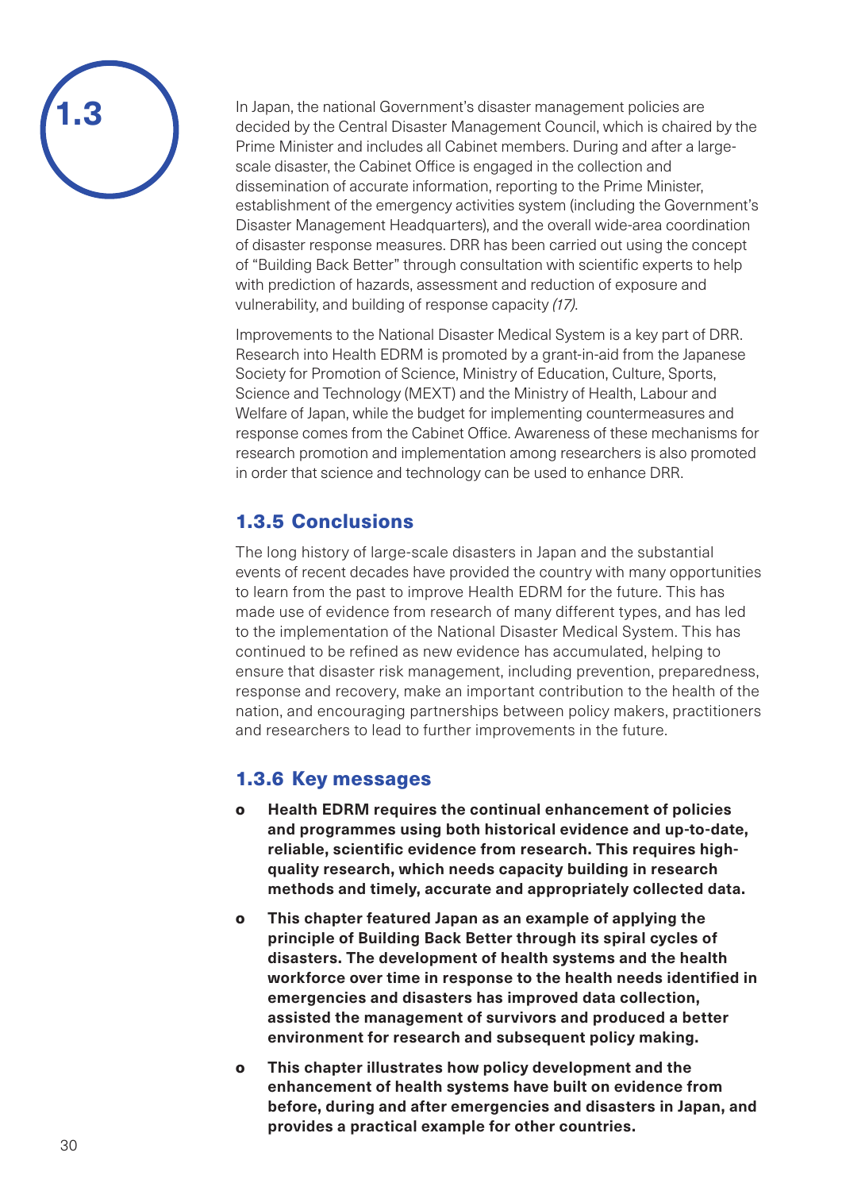In Japan, the national Government's disaster management policies are decided by the Central Disaster Management Council, which is chaired by the Prime Minister and includes all Cabinet members. During and after a large-scale disaster, the Cabinet Office is engaged in the collection and dissemination of accurate information, reporting to the Prime Minister, establishment of the emergency activities system (including the Government's Disaster Management Headquarters), and the overall wide-area coordination of disaster response measures. DRR has been carried out using the concept of "Building Back Better" through consultation with scientific experts to help with prediction of hazards, assessment and reduction of exposure and vulnerability, and building of response capacity *(17)*.

Improvements to the National Disaster Medical System is a key part of DRR. Research into Health EDRM is promoted by a grant-in-aid from the Japanese Society for Promotion of Science, Ministry of Education, Culture, Sports, Science and Technology (MEXT) and the Ministry of Health, Labour and Welfare of Japan, while the budget for implementing countermeasures and response comes from the Cabinet Office. Awareness of these mechanisms for research promotion and implementation among researchers is also promoted in order that science and technology can be used to enhance DRR.

### 1.3.5 Conclusions

The long history of large-scale disasters in Japan and the substantial events of recent decades have provided the country with many opportunities to learn from the past to improve Health EDRM for the future. This has made use of evidence from research of many different types, and has led to the implementation of the National Disaster Medical System. This has continued to be refined as new evidence has accumulated, helping to ensure that disaster risk management, including prevention, preparedness, response and recovery, make an important contribution to the health of the nation, and encouraging partnerships between policy makers, practitioners and researchers to lead to further improvements in the future.

### 1.3.6 Key messages

- **Health EDRM requires the continual enhancement of policies and programmes using both historical evidence and up-to-date, reliable, scientific evidence from research. This requires high-quality research, which needs capacity building in research methods and timely, accurate and appropriately collected data.**
- **This chapter featured Japan as an example of applying the principle of Building Back Better through its spiral cycles of disasters. The development of health systems and the health workforce over time in response to the health needs identified in emergencies and disasters has improved data collection, assisted the management of survivors and produced a better environment for research and subsequent policy making.**
- **This chapter illustrates how policy development and the enhancement of health systems have built on evidence from before, during and after emergencies and disasters in Japan, and provides a practical example for other countries.**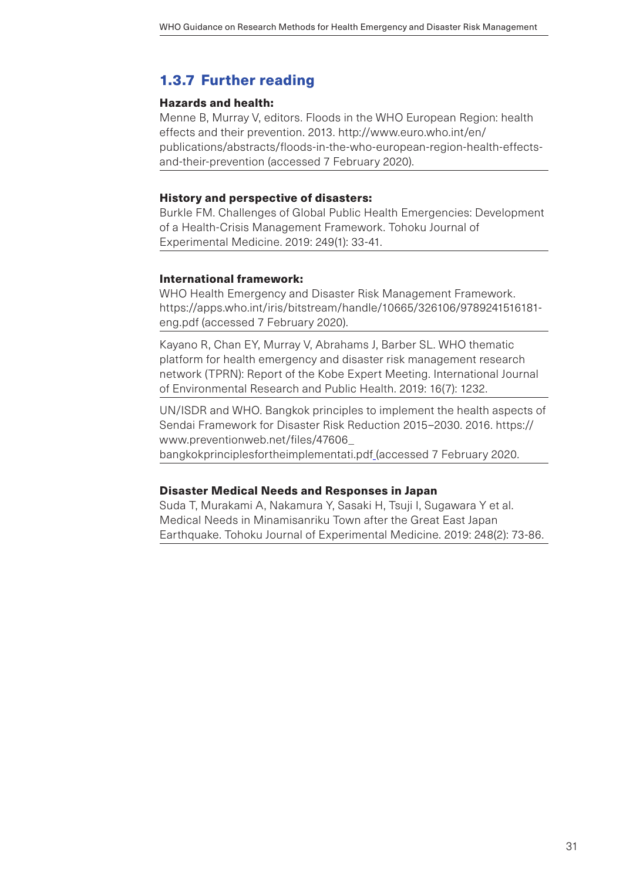### 1.3.7 Further reading

**Hazards and health:**

Menne B, Murray V, editors. Floods in the WHO European Region: health effects and their prevention. 2013. http://www.euro.who.int/en/publications/abstracts/floods-in-the-who-european-region-health-effects-and-their-prevention (accessed 7 February 2020).

**History and perspective of disasters:**

Burkle FM. Challenges of Global Public Health Emergencies: Development of a Health-Crisis Management Framework. Tohoku Journal of Experimental Medicine. 2019: 249(1): 33-41.

**International framework:**

WHO Health Emergency and Disaster Risk Management Framework. https://apps.who.int/iris/bitstream/handle/10665/326106/9789241516181-eng.pdf (accessed 7 February 2020).

Kayano R, Chan EY, Murray V, Abrahams J, Barber SL. WHO thematic platform for health emergency and disaster risk management research network (TPRN): Report of the Kobe Expert Meeting. International Journal of Environmental Research and Public Health. 2019: 16(7): 1232.

UN/ISDR and WHO. Bangkok principles to implement the health aspects of Sendai Framework for Disaster Risk Reduction 2015–2030. 2016. https://www.preventionweb.net/files/47606_bangkokprinciplesfortheimplementati.pdf (accessed 7 February 2020.

**Disaster Medical Needs and Responses in Japan**

Suda T, Murakami A, Nakamura Y, Sasaki H, Tsuji I, Sugawara Y et al. Medical Needs in Minamisanriku Town after the Great East Japan Earthquake. Tohoku Journal of Experimental Medicine. 2019: 248(2): 73-86.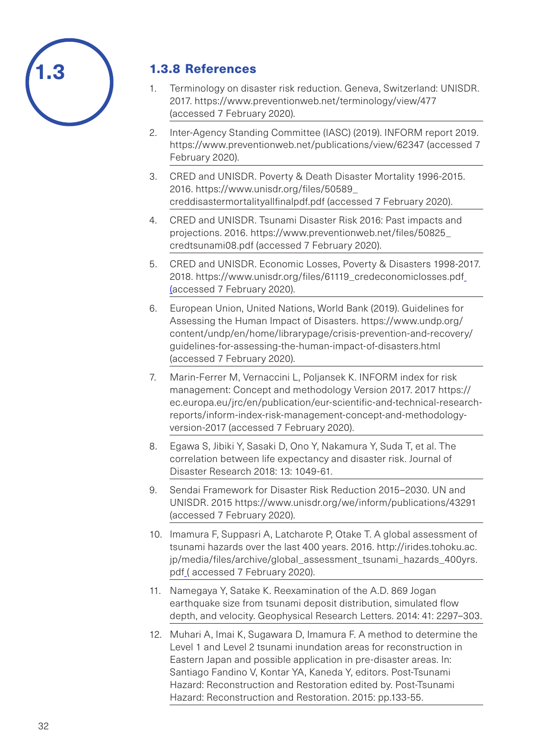### 1.3.8 References

1. Terminology on disaster risk reduction. Geneva, Switzerland: UNISDR. 2017. https://www.preventionweb.net/terminology/view/477 (accessed 7 February 2020).
2. Inter-Agency Standing Committee (IASC) (2019). INFORM report 2019. https://www.preventionweb.net/publications/view/62347 (accessed 7 February 2020).
3. CRED and UNISDR. Poverty & Death Disaster Mortality 1996-2015. 2016. https://www.unisdr.org/files/50589_creddisastermortalityallfinalpdf.pdf (accessed 7 February 2020).
4. CRED and UNISDR. Tsunami Disaster Risk 2016: Past impacts and projections. 2016. https://www.preventionweb.net/files/50825_credtsunami08.pdf (accessed 7 February 2020).
5. CRED and UNISDR. Economic Losses, Poverty & Disasters 1998-2017. 2018. https://www.unisdr.org/files/61119_credeconomiclosses.pdf (accessed 7 February 2020).
6. European Union, United Nations, World Bank (2019). Guidelines for Assessing the Human Impact of Disasters. https://www.undp.org/content/undp/en/home/librarypage/crisis-prevention-and-recovery/guidelines-for-assessing-the-human-impact-of-disasters.html (accessed 7 February 2020).
7. Marin-Ferrer M, Vernaccini L, Poljansek K. INFORM index for risk management: Concept and methodology Version 2017. 2017 https://ec.europa.eu/jrc/en/publication/eur-scientific-and-technical-research-reports/inform-index-risk-management-concept-and-methodology-version-2017 (accessed 7 February 2020).
8. Egawa S, Jibiki Y, Sasaki D, Ono Y, Nakamura Y, Suda T, et al. The correlation between life expectancy and disaster risk. Journal of Disaster Research 2018: 13: 1049-61.
9. Sendai Framework for Disaster Risk Reduction 2015–2030. UN and UNISDR. 2015 https://www.unisdr.org/we/inform/publications/43291 (accessed 7 February 2020).
10. Imamura F, Suppasri A, Latcharote P, Otake T. A global assessment of tsunami hazards over the last 400 years. 2016. http://irides.tohoku.ac.jp/media/files/archive/global_assessment_tsunami_hazards_400yrs.pdf ( accessed 7 February 2020).
11. Namegaya Y, Satake K. Reexamination of the A.D. 869 Jogan earthquake size from tsunami deposit distribution, simulated flow depth, and velocity. Geophysical Research Letters. 2014: 41: 2297–303.
12. Muhari A, Imai K, Sugawara D, Imamura F. A method to determine the Level 1 and Level 2 tsunami inundation areas for reconstruction in Eastern Japan and possible application in pre-disaster areas. In: Santiago Fandino V, Kontar YA, Kaneda Y, editors. Post-Tsunami Hazard: Reconstruction and Restoration edited by. Post-Tsunami Hazard: Reconstruction and Restoration. 2015: pp.133-55.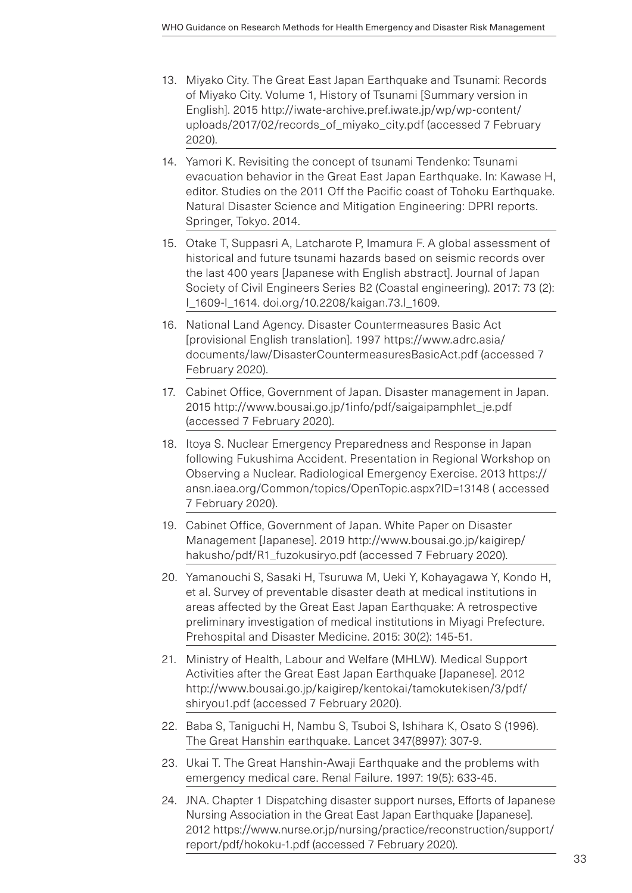13. Miyako City. The Great East Japan Earthquake and Tsunami: Records of Miyako City. Volume 1, History of Tsunami [Summary version in English]. 2015 http://iwate-archive.pref.iwate.jp/wp/wp-content/uploads/2017/02/records_of_miyako_city.pdf (accessed 7 February 2020).
14. Yamori K. Revisiting the concept of tsunami Tendenko: Tsunami evacuation behavior in the Great East Japan Earthquake. In: Kawase H, editor. Studies on the 2011 Off the Pacific coast of Tohoku Earthquake. Natural Disaster Science and Mitigation Engineering: DPRI reports. Springer, Tokyo. 2014.
15. Otake T, Suppasri A, Latcharote P, Imamura F. A global assessment of historical and future tsunami hazards based on seismic records over the last 400 years [Japanese with English abstract]. Journal of Japan Society of Civil Engineers Series B2 (Coastal engineering). 2017: 73 (2): I_1609-I_1614. doi.org/10.2208/kaigan.73.I_1609.
16. National Land Agency. Disaster Countermeasures Basic Act [provisional English translation]. 1997 https://www.adrc.asia/documents/law/DisasterCountermeasuresBasicAct.pdf (accessed 7 February 2020).
17. Cabinet Office, Government of Japan. Disaster management in Japan. 2015 http://www.bousai.go.jp/1info/pdf/saigaipamphlet_je.pdf (accessed 7 February 2020).
18. Itoya S. Nuclear Emergency Preparedness and Response in Japan following Fukushima Accident. Presentation in Regional Workshop on Observing a Nuclear. Radiological Emergency Exercise. 2013 https://ansn.iaea.org/Common/topics/OpenTopic.aspx?ID=13148 ( accessed 7 February 2020).
19. Cabinet Office, Government of Japan. White Paper on Disaster Management [Japanese]. 2019 http://www.bousai.go.jp/kaigirep/hakusho/pdf/R1_fuzokusiryo.pdf (accessed 7 February 2020).
20. Yamanouchi S, Sasaki H, Tsuruwa M, Ueki Y, Kohayagawa Y, Kondo H, et al. Survey of preventable disaster death at medical institutions in areas affected by the Great East Japan Earthquake: A retrospective preliminary investigation of medical institutions in Miyagi Prefecture. Prehospital and Disaster Medicine. 2015: 30(2): 145-51.
21. Ministry of Health, Labour and Welfare (MHLW). Medical Support Activities after the Great East Japan Earthquake [Japanese]. 2012 http://www.bousai.go.jp/kaigirep/kentokai/tamokutekisen/3/pdf/shiryou1.pdf (accessed 7 February 2020).
22. Baba S, Taniguchi H, Nambu S, Tsuboi S, Ishihara K, Osato S (1996). The Great Hanshin earthquake. Lancet 347(8997): 307-9.
23. Ukai T. The Great Hanshin-Awaji Earthquake and the problems with emergency medical care. Renal Failure. 1997: 19(5): 633-45.
24. JNA. Chapter 1 Dispatching disaster support nurses, Efforts of Japanese Nursing Association in the Great East Japan Earthquake [Japanese]. 2012 https://www.nurse.or.jp/nursing/practice/reconstruction/support/report/pdf/hokoku-1.pdf (accessed 7 February 2020).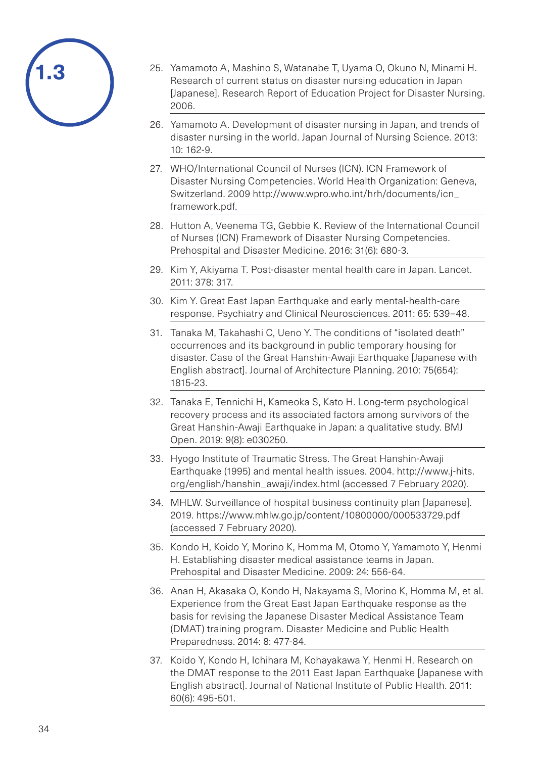25. Yamamoto A, Mashino S, Watanabe T, Uyama O, Okuno N, Minami H. Research of current status on disaster nursing education in Japan [Japanese]. Research Report of Education Project for Disaster Nursing. 2006.
26. Yamamoto A. Development of disaster nursing in Japan, and trends of disaster nursing in the world. Japan Journal of Nursing Science. 2013: 10: 162-9.
27. WHO/International Council of Nurses (ICN). ICN Framework of Disaster Nursing Competencies. World Health Organization: Geneva, Switzerland. 2009 http://www.wpro.who.int/hrh/documents/icn_framework.pdf.
28. Hutton A, Veenema TG, Gebbie K. Review of the International Council of Nurses (ICN) Framework of Disaster Nursing Competencies. Prehospital and Disaster Medicine. 2016: 31(6): 680-3.
29. Kim Y, Akiyama T. Post-disaster mental health care in Japan. Lancet. 2011: 378: 317.
30. Kim Y. Great East Japan Earthquake and early mental-health-care response. Psychiatry and Clinical Neurosciences. 2011: 65: 539–48.
31. Tanaka M, Takahashi C, Ueno Y. The conditions of "isolated death" occurrences and its background in public temporary housing for disaster. Case of the Great Hanshin-Awaji Earthquake [Japanese with English abstract]. Journal of Architecture Planning. 2010: 75(654): 1815-23.
32. Tanaka E, Tennichi H, Kameoka S, Kato H. Long-term psychological recovery process and its associated factors among survivors of the Great Hanshin-Awaji Earthquake in Japan: a qualitative study. BMJ Open. 2019: 9(8): e030250.
33. Hyogo Institute of Traumatic Stress. The Great Hanshin-Awaji Earthquake (1995) and mental health issues. 2004. http://www.j-hits.org/english/hanshin_awaji/index.html (accessed 7 February 2020).
34. MHLW. Surveillance of hospital business continuity plan [Japanese]. 2019. https://www.mhlw.go.jp/content/10800000/000533729.pdf (accessed 7 February 2020).
35. Kondo H, Koido Y, Morino K, Homma M, Otomo Y, Yamamoto Y, Henmi H. Establishing disaster medical assistance teams in Japan. Prehospital and Disaster Medicine. 2009: 24: 556-64.
36. Anan H, Akasaka O, Kondo H, Nakayama S, Morino K, Homma M, et al. Experience from the Great East Japan Earthquake response as the basis for revising the Japanese Disaster Medical Assistance Team (DMAT) training program. Disaster Medicine and Public Health Preparedness. 2014: 8: 477-84.
37. Koido Y, Kondo H, Ichihara M, Kohayakawa Y, Henmi H. Research on the DMAT response to the 2011 East Japan Earthquake [Japanese with English abstract]. Journal of National Institute of Public Health. 2011: 60(6): 495-501.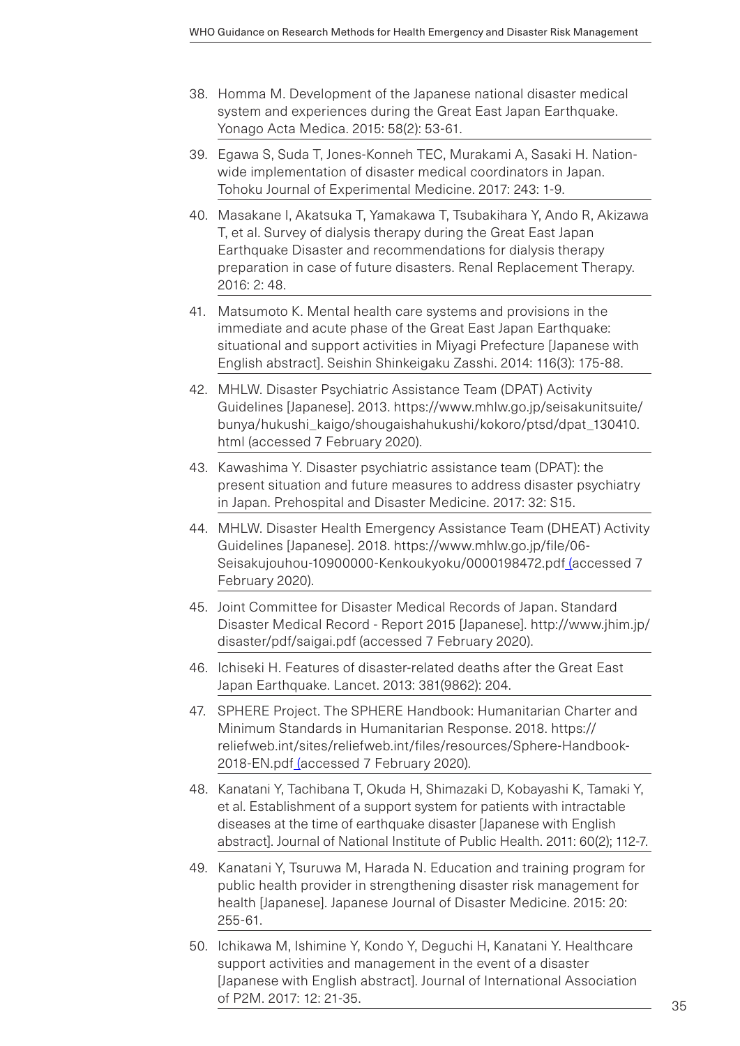38. Homma M. Development of the Japanese national disaster medical system and experiences during the Great East Japan Earthquake. Yonago Acta Medica. 2015: 58(2): 53-61.

39. Egawa S, Suda T, Jones-Konneh TEC, Murakami A, Sasaki H. Nation-wide implementation of disaster medical coordinators in Japan. Tohoku Journal of Experimental Medicine. 2017: 243: 1-9.

40. Masakane I, Akatsuka T, Yamakawa T, Tsubakihara Y, Ando R, Akizawa T, et al. Survey of dialysis therapy during the Great East Japan Earthquake Disaster and recommendations for dialysis therapy preparation in case of future disasters. Renal Replacement Therapy. 2016: 2: 48.

41. Matsumoto K. Mental health care systems and provisions in the immediate and acute phase of the Great East Japan Earthquake: situational and support activities in Miyagi Prefecture [Japanese with English abstract]. Seishin Shinkeigaku Zasshi. 2014: 116(3): 175-88.

42. MHLW. Disaster Psychiatric Assistance Team (DPAT) Activity Guidelines [Japanese]. 2013. https://www.mhlw.go.jp/seisakunitsuite/bunya/hukushi_kaigo/shougaishahukushi/kokoro/ptsd/dpat_130410.html (accessed 7 February 2020).

43. Kawashima Y. Disaster psychiatric assistance team (DPAT): the present situation and future measures to address disaster psychiatry in Japan. Prehospital and Disaster Medicine. 2017: 32: S15.

44. MHLW. Disaster Health Emergency Assistance Team (DHEAT) Activity Guidelines [Japanese]. 2018. https://www.mhlw.go.jp/file/06-Seisakujouhou-10900000-Kenkoukyoku/0000198472.pdf (accessed 7 February 2020).

45. Joint Committee for Disaster Medical Records of Japan. Standard Disaster Medical Record - Report 2015 [Japanese]. http://www.jhim.jp/disaster/pdf/saigai.pdf (accessed 7 February 2020).

46. Ichiseki H. Features of disaster-related deaths after the Great East Japan Earthquake. Lancet. 2013: 381(9862): 204.

47. SPHERE Project. The SPHERE Handbook: Humanitarian Charter and Minimum Standards in Humanitarian Response. 2018. https://reliefweb.int/sites/reliefweb.int/files/resources/Sphere-Handbook-2018-EN.pdf (accessed 7 February 2020).

48. Kanatani Y, Tachibana T, Okuda H, Shimazaki D, Kobayashi K, Tamaki Y, et al. Establishment of a support system for patients with intractable diseases at the time of earthquake disaster [Japanese with English abstract]. Journal of National Institute of Public Health. 2011: 60(2); 112-7.

49. Kanatani Y, Tsuruwa M, Harada N. Education and training program for public health provider in strengthening disaster risk management for health [Japanese]. Japanese Journal of Disaster Medicine. 2015: 20: 255-61.

50. Ichikawa M, Ishimine Y, Kondo Y, Deguchi H, Kanatani Y. Healthcare support activities and management in the event of a disaster [Japanese with English abstract]. Journal of International Association of P2M. 2017: 12: 21-35.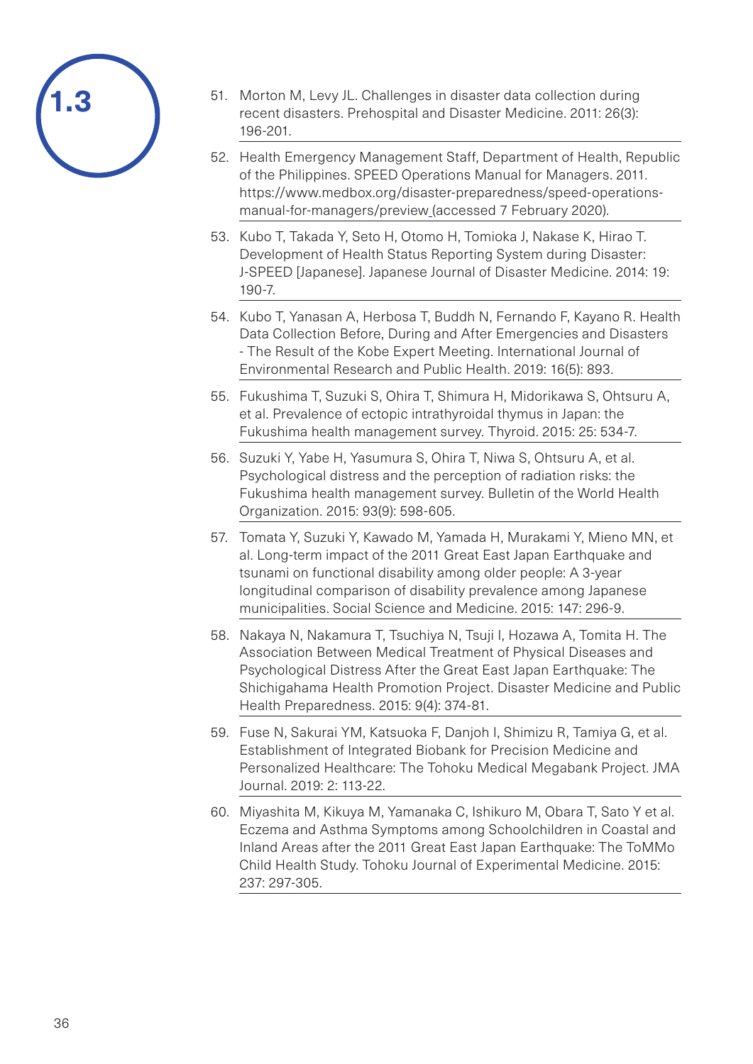51. Morton M, Levy JL. Challenges in disaster data collection during recent disasters. Prehospital and Disaster Medicine. 2011: 26(3): 196-201.
52. Health Emergency Management Staff, Department of Health, Republic of the Philippines. SPEED Operations Manual for Managers. 2011. https://www.medbox.org/disaster-preparedness/speed-operations-manual-for-managers/preview (accessed 7 February 2020).
53. Kubo T, Takada Y, Seto H, Otomo H, Tomioka J, Nakase K, Hirao T. Development of Health Status Reporting System during Disaster: J-SPEED [Japanese]. Japanese Journal of Disaster Medicine. 2014: 19: 190-7.
54. Kubo T, Yanasan A, Herbosa T, Buddh N, Fernando F, Kayano R. Health Data Collection Before, During and After Emergencies and Disasters - The Result of the Kobe Expert Meeting. International Journal of Environmental Research and Public Health. 2019: 16(5): 893.
55. Fukushima T, Suzuki S, Ohira T, Shimura H, Midorikawa S, Ohtsuru A, et al. Prevalence of ectopic intrathyroidal thymus in Japan: the Fukushima health management survey. Thyroid. 2015: 25: 534-7.
56. Suzuki Y, Yabe H, Yasumura S, Ohira T, Niwa S, Ohtsuru A, et al. Psychological distress and the perception of radiation risks: the Fukushima health management survey. Bulletin of the World Health Organization. 2015: 93(9): 598-605.
57. Tomata Y, Suzuki Y, Kawado M, Yamada H, Murakami Y, Mieno MN, et al. Long-term impact of the 2011 Great East Japan Earthquake and tsunami on functional disability among older people: A 3-year longitudinal comparison of disability prevalence among Japanese municipalities. Social Science and Medicine. 2015: 147: 296-9.
58. Nakaya N, Nakamura T, Tsuchiya N, Tsuji I, Hozawa A, Tomita H. The Association Between Medical Treatment of Physical Diseases and Psychological Distress After the Great East Japan Earthquake: The Shichigahama Health Promotion Project. Disaster Medicine and Public Health Preparedness. 2015: 9(4): 374-81.
59. Fuse N, Sakurai YM, Katsuoka F, Danjoh I, Shimizu R, Tamiya G, et al. Establishment of Integrated Biobank for Precision Medicine and Personalized Healthcare: The Tohoku Medical Megabank Project. JMA Journal. 2019: 2: 113-22.
60. Miyashita M, Kikuya M, Yamanaka C, Ishikuro M, Obara T, Sato Y et al. Eczema and Asthma Symptoms among Schoolchildren in Coastal and Inland Areas after the 2011 Great East Japan Earthquake: The ToMMo Child Health Study. Tohoku Journal of Experimental Medicine. 2015: 237: 297-305.